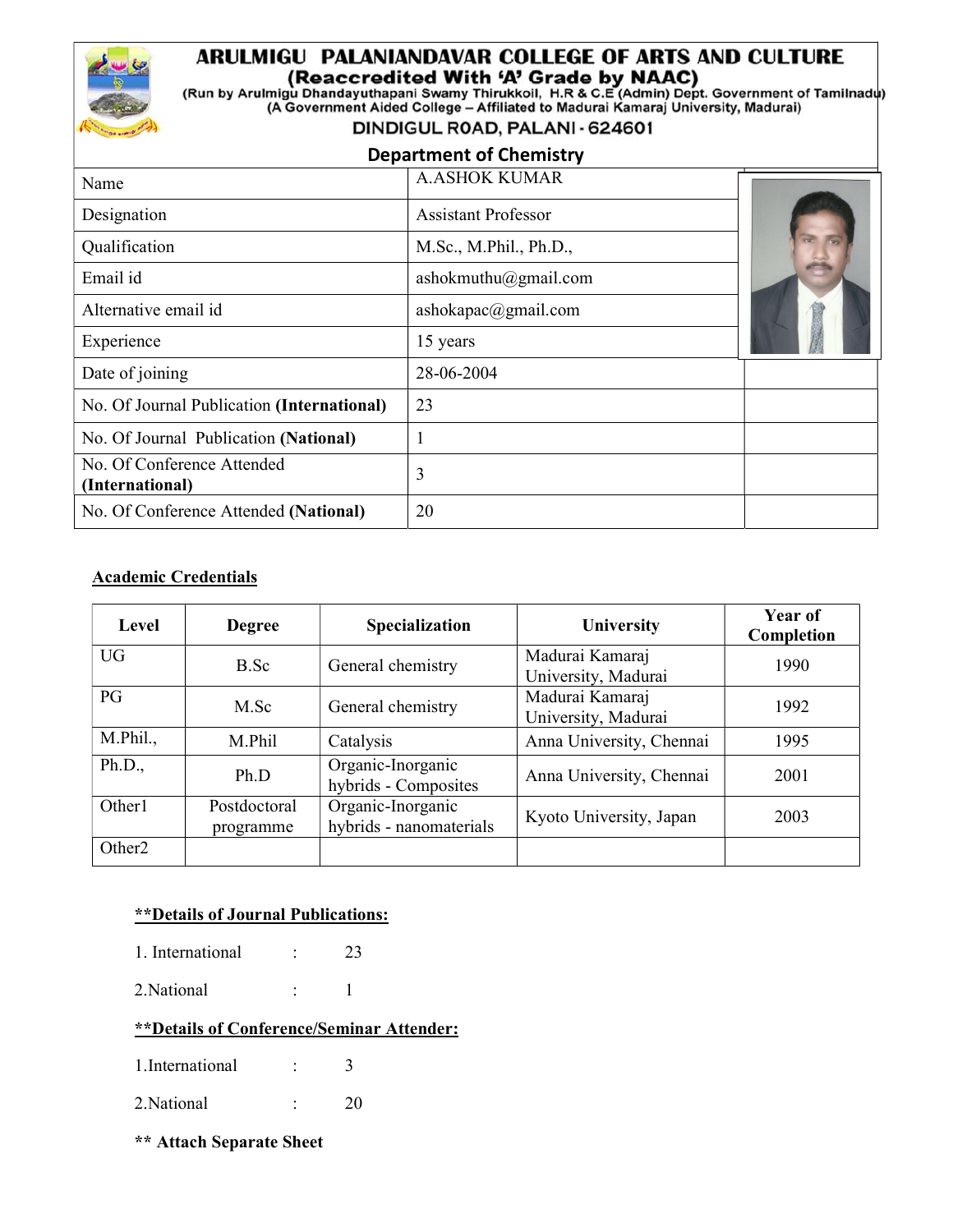# ARULMIGU PALANIANDAVAR COLLEGE OF ARTS AND CULTURE

**(Reaccredited With 'A' Grade by NAAC)**

(Run by Arulmigu Dhandayuthapani Swamy Thirukkoil, H.R & C.E (Admin) Dept. Government of Tamilnadu)

(A Government Aided College – Affiliated to Madurai Kamaraj University, Madurai)

DINDIGUL ROAD, PALANI - 624601

## Department of Chemistry

| | |
|---|---|
| Name | A.ASHOK KUMAR |
| Designation | Assistant Professor |
| Qualification | M.Sc., M.Phil., Ph.D., |
| Email id | ashokmuthu@gmail.com |
| Alternative email id | ashokapac@gmail.com |
| Experience | 15 years |
| Date of joining | 28-06-2004 |
| No. Of Journal Publication **(International)** | 23 |
| No. Of Journal Publication **(National)** | 1 |
| No. Of Conference Attended **(International)** | 3 |
| No. Of Conference Attended **(National)** | 20 |

**Academic Credentials**

| Level | Degree | Specialization | University | Year of Completion |
|---|---|---|---|---|
| UG | B.Sc | General chemistry | Madurai Kamaraj University, Madurai | 1990 |
| PG | M.Sc | General chemistry | Madurai Kamaraj University, Madurai | 1992 |
| M.Phil., | M.Phil | Catalysis | Anna University, Chennai | 1995 |
| Ph.D., | Ph.D | Organic-Inorganic hybrids - Composites | Anna University, Chennai | 2001 |
| Other1 | Postdoctoral programme | Organic-Inorganic hybrids - nanomaterials | Kyoto University, Japan | 2003 |
| Other2 | | | | |

**\*\*Details of Journal Publications:**

1. International : 23

2.National : 1

**\*\*Details of Conference/Seminar Attender:**

1.International : 3

2.National : 20

**\*\* Attach Separate Sheet**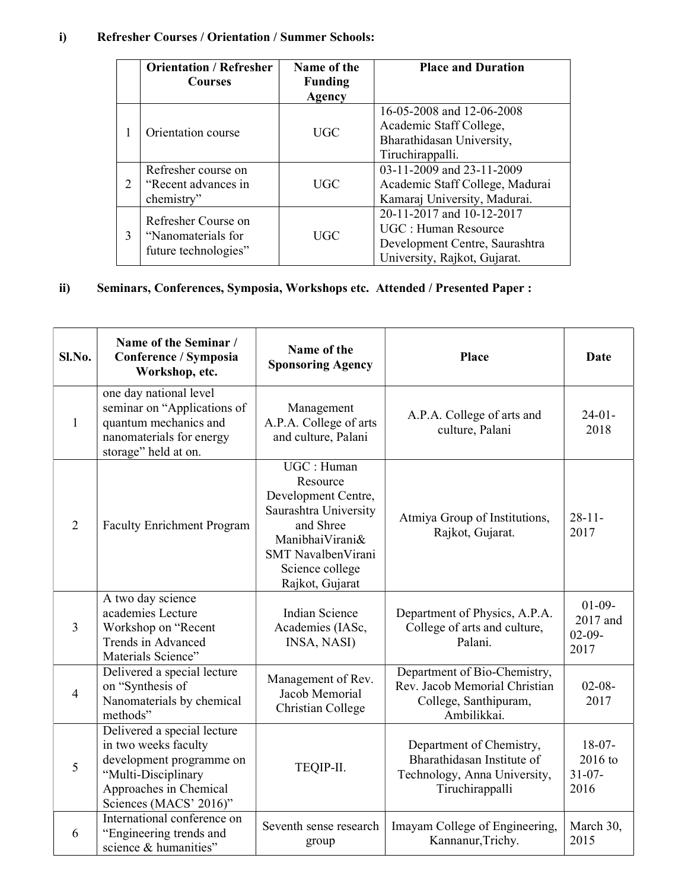## i) Refresher Courses / Orientation / Summer Schools:

| | Orientation / Refresher Courses | Name of the Funding Agency | Place and Duration |
|---|---|---|---|
| 1 | Orientation course | UGC | 16-05-2008 and 12-06-2008 Academic Staff College, Bharathidasan University, Tiruchirappalli. |
| 2 | Refresher course on "Recent advances in chemistry" | UGC | 03-11-2009 and 23-11-2009 Academic Staff College, Madurai Kamaraj University, Madurai. |
| 3 | Refresher Course on "Nanomaterials for future technologies" | UGC | 20-11-2017 and 10-12-2017 UGC : Human Resource Development Centre, Saurashtra University, Rajkot, Gujarat. |

## ii) Seminars, Conferences, Symposia, Workshops etc. Attended / Presented Paper :

| Sl.No. | Name of the Seminar / Conference / Symposia Workshop, etc. | Name of the Sponsoring Agency | Place | Date |
|---|---|---|---|---|
| 1 | one day national level seminar on "Applications of quantum mechanics and nanomaterials for energy storage" held at on. | Management A.P.A. College of arts and culture, Palani | A.P.A. College of arts and culture, Palani | 24-01-2018 |
| 2 | Faculty Enrichment Program | UGC : Human Resource Development Centre, Saurashtra University and Shree ManibhaiVirani& SMT NavalbenVirani Science college Rajkot, Gujarat | Atmiya Group of Institutions, Rajkot, Gujarat. | 28-11-2017 |
| 3 | A two day science academies Lecture Workshop on "Recent Trends in Advanced Materials Science" | Indian Science Academies (IASc, INSA, NASI) | Department of Physics, A.P.A. College of arts and culture, Palani. | 01-09-2017 and 02-09-2017 |
| 4 | Delivered a special lecture on "Synthesis of Nanomaterials by chemical methods" | Management of Rev. Jacob Memorial Christian College | Department of Bio-Chemistry, Rev. Jacob Memorial Christian College, Santhipuram, Ambilikkai. | 02-08-2017 |
| 5 | Delivered a special lecture in two weeks faculty development programme on "Multi-Disciplinary Approaches in Chemical Sciences (MACS' 2016)" | TEQIP-II. | Department of Chemistry, Bharathidasan Institute of Technology, Anna University, Tiruchirappalli | 18-07-2016 to 31-07-2016 |
| 6 | International conference on "Engineering trends and science & humanities" | Seventh sense research group | Imayam College of Engineering, Kannanur,Trichy. | March 30, 2015 |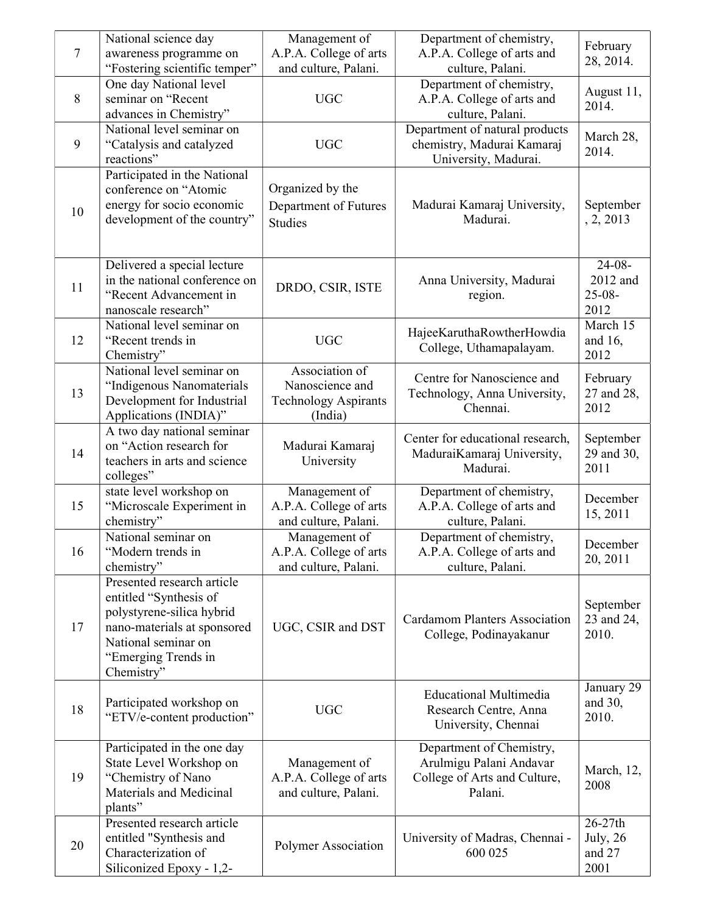| 7 | National science day awareness programme on "Fostering scientific temper" | Management of A.P.A. College of arts and culture, Palani. | Department of chemistry, A.P.A. College of arts and culture, Palani. | February 28, 2014. |
|---|---|---|---|---|
| 8 | One day National level seminar on "Recent advances in Chemistry" | UGC | Department of chemistry, A.P.A. College of arts and culture, Palani. | August 11, 2014. |
| 9 | National level seminar on "Catalysis and catalyzed reactions" | UGC | Department of natural products chemistry, Madurai Kamaraj University, Madurai. | March 28, 2014. |
| 10 | Participated in the National conference on "Atomic energy for socio economic development of the country" | Organized by the Department of Futures Studies | Madurai Kamaraj University, Madurai. | September , 2, 2013 |
| 11 | Delivered a special lecture in the national conference on "Recent Advancement in nanoscale research" | DRDO, CSIR, ISTE | Anna University, Madurai region. | 24-08-2012 and 25-08-2012 |
| 12 | National level seminar on "Recent trends in Chemistry" | UGC | HajeeKaruthaRowtherHowdia College, Uthamapalayam. | March 15 and 16, 2012 |
| 13 | National level seminar on "Indigenous Nanomaterials Development for Industrial Applications (INDIA)" | Association of Nanoscience and Technology Aspirants (India) | Centre for Nanoscience and Technology, Anna University, Chennai. | February 27 and 28, 2012 |
| 14 | A two day national seminar on "Action research for teachers in arts and science colleges" | Madurai Kamaraj University | Center for educational research, MaduraiKamaraj University, Madurai. | September 29 and 30, 2011 |
| 15 | state level workshop on "Microscale Experiment in chemistry" | Management of A.P.A. College of arts and culture, Palani. | Department of chemistry, A.P.A. College of arts and culture, Palani. | December 15, 2011 |
| 16 | National seminar on "Modern trends in chemistry" | Management of A.P.A. College of arts and culture, Palani. | Department of chemistry, A.P.A. College of arts and culture, Palani. | December 20, 2011 |
| 17 | Presented research article entitled "Synthesis of polystyrene-silica hybrid nano-materials at sponsored National seminar on "Emerging Trends in Chemistry" | UGC, CSIR and DST | Cardamom Planters Association College, Podinayakanur | September 23 and 24, 2010. |
| 18 | Participated workshop on "ETV/e-content production" | UGC | Educational Multimedia Research Centre, Anna University, Chennai | January 29 and 30, 2010. |
| 19 | Participated in the one day State Level Workshop on "Chemistry of Nano Materials and Medicinal plants" | Management of A.P.A. College of arts and culture, Palani. | Department of Chemistry, Arulmigu Palani Andavar College of Arts and Culture, Palani. | March, 12, 2008 |
| 20 | Presented research article entitled "Synthesis and Characterization of Siliconized Epoxy - 1,2- | Polymer Association | University of Madras, Chennai - 600 025 | 26-27th July, 26 and 27 2001 |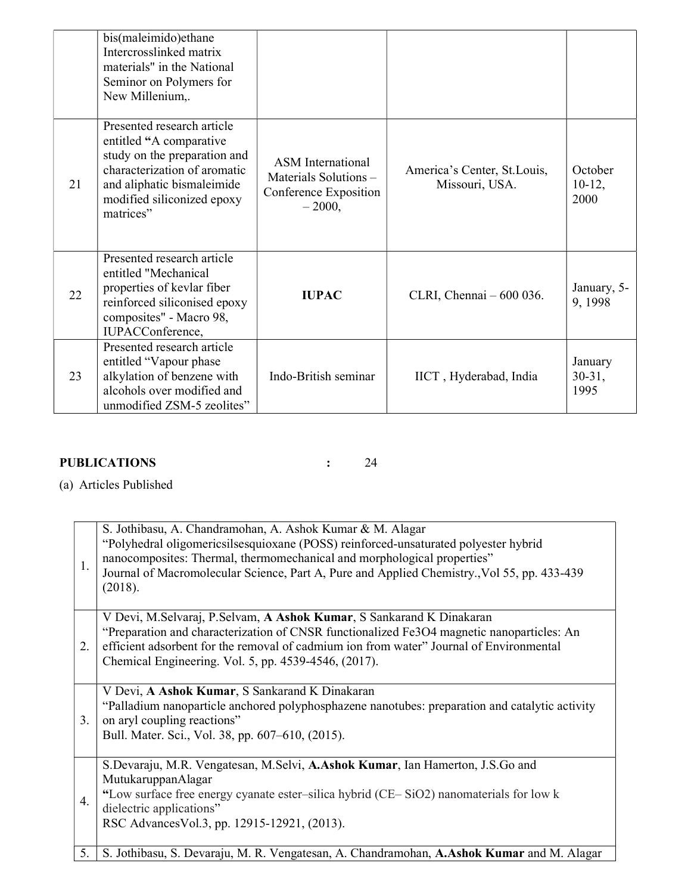| | | | | |
|---|---|---|---|---|
| | bis(maleimido)ethane Intercrosslinked matrix materials" in the National Seminor on Polymers for New Millenium,. | | | |
| 21 | Presented research article entitled **"**A comparative study on the preparation and characterization of aromatic and aliphatic bismaleimide modified siliconized epoxy matrices" | ASM International Materials Solutions – Conference Exposition – 2000, | America's Center, St.Louis, Missouri, USA. | October 10-12, 2000 |
| 22 | Presented research article entitled "Mechanical properties of kevlar fiber reinforced siliconised epoxy composites" - Macro 98, IUPACConference, | **IUPAC** | CLRI, Chennai – 600 036. | January, 5-9, 1998 |
| 23 | Presented research article entitled "Vapour phase alkylation of benzene with alcohols over modified and unmodified ZSM-5 zeolites" | Indo-British seminar | IICT , Hyderabad, India | January 30-31, 1995 |

**PUBLICATIONS : 24**

(a) Articles Published

| | |
|---|---|
| 1. | S. Jothibasu, A. Chandramohan, A. Ashok Kumar & M. Alagar<br>"Polyhedral oligomericsilsesquioxane (POSS) reinforced-unsaturated polyester hybrid nanocomposites: Thermal, thermomechanical and morphological properties"<br>Journal of Macromolecular Science, Part A, Pure and Applied Chemistry.,Vol 55, pp. 433-439 (2018). |
| 2. | V Devi, M.Selvaraj, P.Selvam, **A Ashok Kumar**, S Sankarand K Dinakaran<br>"Preparation and characterization of CNSR functionalized $Fe_3O_4$ magnetic nanoparticles: An efficient adsorbent for the removal of cadmium ion from water" Journal of Environmental Chemical Engineering. Vol. 5, pp. 4539-4546, (2017). |
| 3. | V Devi, **A Ashok Kumar**, S Sankarand K Dinakaran<br>"Palladium nanoparticle anchored polyphosphazene nanotubes: preparation and catalytic activity on aryl coupling reactions"<br>Bull. Mater. Sci., Vol. 38, pp. 607–610, (2015). |
| 4. | S.Devaraju, M.R. Vengatesan, M.Selvi, **A.Ashok Kumar**, Ian Hamerton, J.S.Go and MutukaruppanAlagar<br>**"**Low surface free energy cyanate ester–silica hybrid (CE– $SiO_2$) nanomaterials for low k dielectric applications"<br>RSC AdvancesVol.3, pp. 12915-12921, (2013). |
| 5. | S. Jothibasu, S. Devaraju, M. R. Vengatesan, A. Chandramohan, **A.Ashok Kumar** and M. Alagar |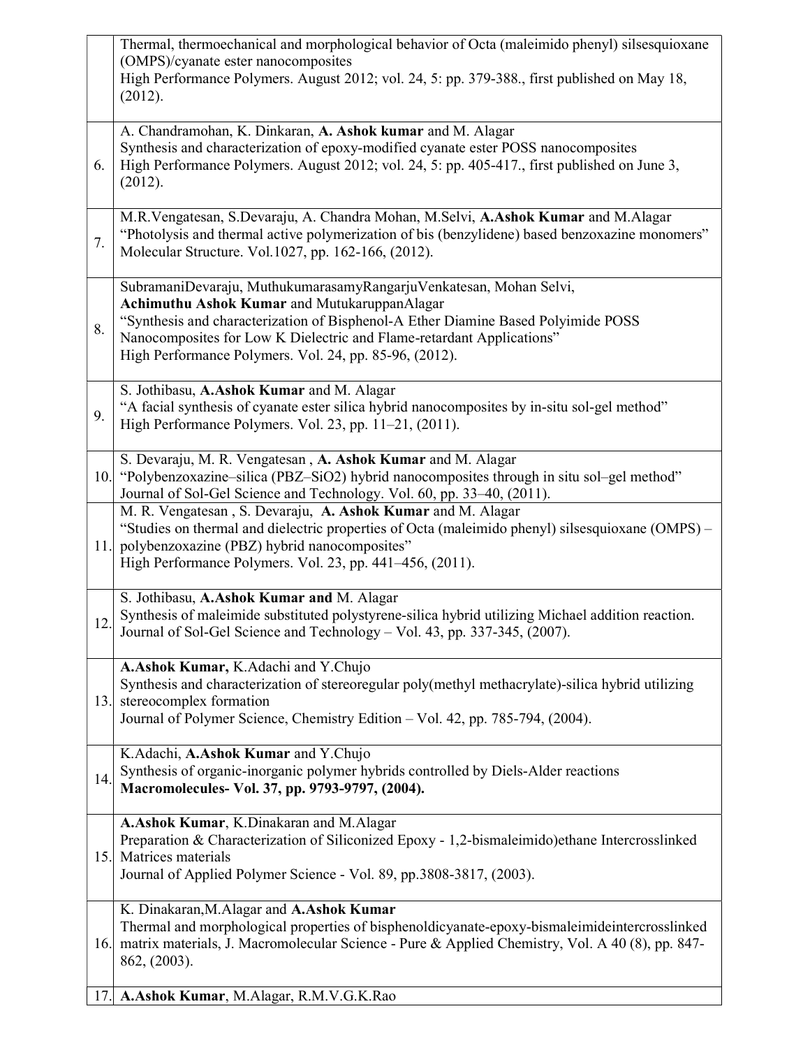| | |
|---|---|
| | Thermal, thermoechanical and morphological behavior of Octa (maleimido phenyl) silsesquioxane (OMPS)/cyanate ester nanocomposites<br>High Performance Polymers. August 2012; vol. 24, 5: pp. 379-388., first published on May 18, (2012). |
| 6. | A. Chandramohan, K. Dinkaran, **A. Ashok kumar** and M. Alagar<br>Synthesis and characterization of epoxy-modified cyanate ester POSS nanocomposites<br>High Performance Polymers. August 2012; vol. 24, 5: pp. 405-417., first published on June 3, (2012). |
| 7. | M.R.Vengatesan, S.Devaraju, A. Chandra Mohan, M.Selvi, **A.Ashok Kumar** and M.Alagar<br>"Photolysis and thermal active polymerization of bis (benzylidene) based benzoxazine monomers"<br>Molecular Structure. Vol.1027, pp. 162-166, (2012). |
| 8. | SubramaniDevaraju, MuthukumarasamyRangarjuVenkatesan, Mohan Selvi, **Achimuthu Ashok Kumar** and MutukaruppanAlagar<br>"Synthesis and characterization of Bisphenol-A Ether Diamine Based Polyimide POSS Nanocomposites for Low K Dielectric and Flame-retardant Applications"<br>High Performance Polymers. Vol. 24, pp. 85-96, (2012). |
| 9. | S. Jothibasu, **A.Ashok Kumar** and M. Alagar<br>"A facial synthesis of cyanate ester silica hybrid nanocomposites by in-situ sol-gel method"<br>High Performance Polymers. Vol. 23, pp. 11–21, (2011). |
| 10. | S. Devaraju, M. R. Vengatesan , **A. Ashok Kumar** and M. Alagar<br>"Polybenzoxazine–silica (PBZ–SiO2) hybrid nanocomposites through in situ sol–gel method"<br>Journal of Sol-Gel Science and Technology. Vol. 60, pp. 33–40, (2011). |
| 11. | M. R. Vengatesan , S. Devaraju, **A. Ashok Kumar** and M. Alagar<br>"Studies on thermal and dielectric properties of Octa (maleimido phenyl) silsesquioxane (OMPS) – polybenzoxazine (PBZ) hybrid nanocomposites"<br>High Performance Polymers. Vol. 23, pp. 441–456, (2011). |
| 12. | S. Jothibasu, **A.Ashok Kumar and** M. Alagar<br>Synthesis of maleimide substituted polystyrene-silica hybrid utilizing Michael addition reaction.<br>Journal of Sol-Gel Science and Technology – Vol. 43, pp. 337-345, (2007). |
| 13. | **A.Ashok Kumar,** K.Adachi and Y.Chujo<br>Synthesis and characterization of stereoregular poly(methyl methacrylate)-silica hybrid utilizing stereocomplex formation<br>Journal of Polymer Science, Chemistry Edition – Vol. 42, pp. 785-794, (2004). |
| 14. | K.Adachi, **A.Ashok Kumar** and Y.Chujo<br>Synthesis of organic-inorganic polymer hybrids controlled by Diels-Alder reactions<br>**Macromolecules- Vol. 37, pp. 9793-9797, (2004).** |
| 15. | **A.Ashok Kumar**, K.Dinakaran and M.Alagar<br>Preparation & Characterization of Siliconized Epoxy - 1,2-bismaleimido)ethane Intercrosslinked Matrices materials<br>Journal of Applied Polymer Science - Vol. 89, pp.3808-3817, (2003). |
| 16. | K. Dinakaran,M.Alagar and **A.Ashok Kumar**<br>Thermal and morphological properties of bisphenoldicyanate-epoxy-bismaleimideintercrosslinked matrix materials, J. Macromolecular Science - Pure & Applied Chemistry, Vol. A 40 (8), pp. 847-862, (2003). |
| 17. | **A.Ashok Kumar**, M.Alagar, R.M.V.G.K.Rao |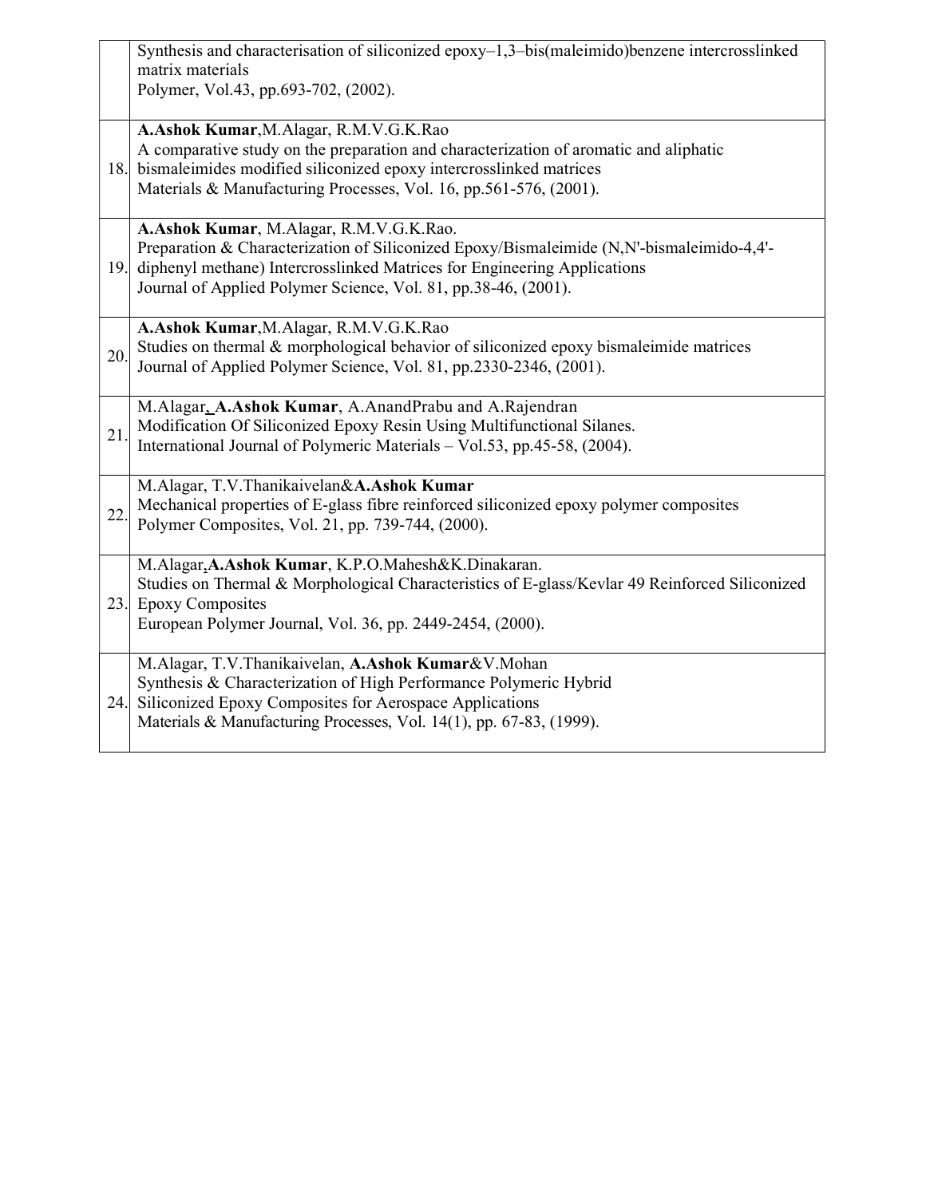| | |
|---|---|
| | Synthesis and characterisation of siliconized epoxy–1,3–bis(maleimido)benzene intercrosslinked matrix materials<br>Polymer, Vol.43, pp.693-702, (2002). |
| 18. | **A.Ashok Kumar**,M.Alagar, R.M.V.G.K.Rao<br>A comparative study on the preparation and characterization of aromatic and aliphatic bismaleimides modified siliconized epoxy intercrosslinked matrices<br>Materials & Manufacturing Processes, Vol. 16, pp.561-576, (2001). |
| 19. | **A.Ashok Kumar**, M.Alagar, R.M.V.G.K.Rao.<br>Preparation & Characterization of Siliconized Epoxy/Bismaleimide (N,N'-bismaleimido-4,4'-diphenyl methane) Intercrosslinked Matrices for Engineering Applications<br>Journal of Applied Polymer Science, Vol. 81, pp.38-46, (2001). |
| 20. | **A.Ashok Kumar**,M.Alagar, R.M.V.G.K.Rao<br>Studies on thermal & morphological behavior of siliconized epoxy bismaleimide matrices<br>Journal of Applied Polymer Science, Vol. 81, pp.2330-2346, (2001). |
| 21. | M.Alagar, **A.Ashok Kumar**, A.AnandPrabu and A.Rajendran<br>Modification Of Siliconized Epoxy Resin Using Multifunctional Silanes.<br>International Journal of Polymeric Materials – Vol.53, pp.45-58, (2004). |
| 22. | M.Alagar, T.V.Thanikaivelan&**A.Ashok Kumar**<br>Mechanical properties of E-glass fibre reinforced siliconized epoxy polymer composites<br>Polymer Composites, Vol. 21, pp. 739-744, (2000). |
| 23. | M.Alagar,**A.Ashok Kumar**, K.P.O.Mahesh&K.Dinakaran.<br>Studies on Thermal & Morphological Characteristics of E-glass/Kevlar 49 Reinforced Siliconized Epoxy Composites<br>European Polymer Journal, Vol. 36, pp. 2449-2454, (2000). |
| 24. | M.Alagar, T.V.Thanikaivelan, **A.Ashok Kumar**&V.Mohan<br>Synthesis & Characterization of High Performance Polymeric Hybrid Siliconized Epoxy Composites for Aerospace Applications<br>Materials & Manufacturing Processes, Vol. 14(1), pp. 67-83, (1999). |